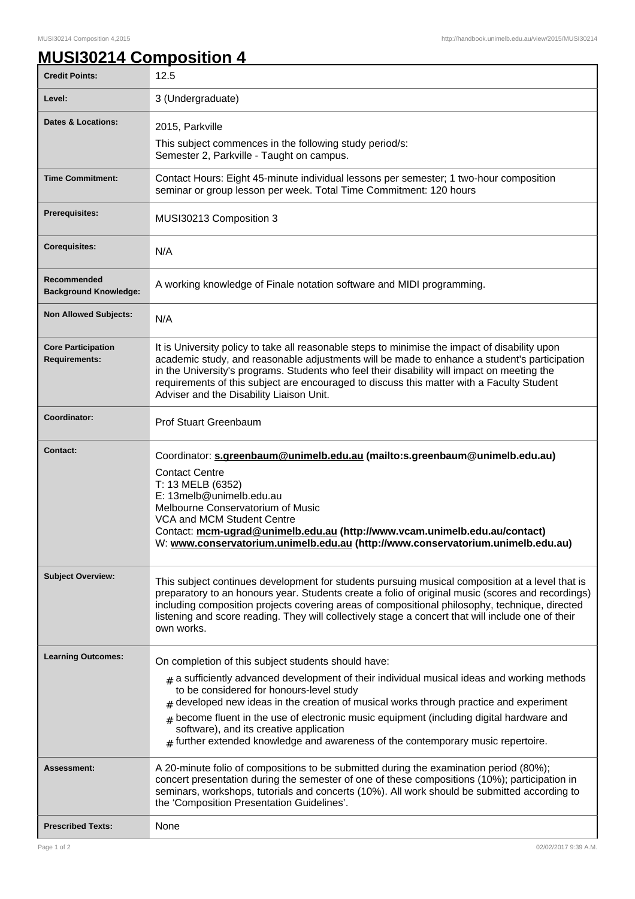# MUSI30214 Composition 4

| | |
|---|---|
| **Credit Points:** | 12.5 |
| **Level:** | 3 (Undergraduate) |
| **Dates & Locations:** | 2015, Parkville<br>This subject commences in the following study period/s:<br>Semester 2, Parkville - Taught on campus. |
| **Time Commitment:** | Contact Hours: Eight 45-minute individual lessons per semester; 1 two-hour composition seminar or group lesson per week. Total Time Commitment: 120 hours |
| **Prerequisites:** | MUSI30213 Composition 3 |
| **Corequisites:** | N/A |
| **Recommended Background Knowledge:** | A working knowledge of Finale notation software and MIDI programming. |
| **Non Allowed Subjects:** | N/A |
| **Core Participation Requirements:** | It is University policy to take all reasonable steps to minimise the impact of disability upon academic study, and reasonable adjustments will be made to enhance a student's participation in the University's programs. Students who feel their disability will impact on meeting the requirements of this subject are encouraged to discuss this matter with a Faculty Student Adviser and the Disability Liaison Unit. |
| **Coordinator:** | Prof Stuart Greenbaum |
| **Contact:** | Coordinator: **s.greenbaum@unimelb.edu.au (mailto:s.greenbaum@unimelb.edu.au)**<br>Contact Centre<br>T: 13 MELB (6352)<br>E: 13melb@unimelb.edu.au<br>Melbourne Conservatorium of Music<br>VCA and MCM Student Centre<br>Contact: **mcm-ugrad@unimelb.edu.au (http://www.vcam.unimelb.edu.au/contact)**<br>W: **www.conservatorium.unimelb.edu.au (http://www.conservatorium.unimelb.edu.au)** |
| **Subject Overview:** | This subject continues development for students pursuing musical composition at a level that is preparatory to an honours year. Students create a folio of original music (scores and recordings) including composition projects covering areas of compositional philosophy, technique, directed listening and score reading. They will collectively stage a concert that will include one of their own works. |
| **Learning Outcomes:** | On completion of this subject students should have:<br># a sufficiently advanced development of their individual musical ideas and working methods to be considered for honours-level study<br># developed new ideas in the creation of musical works through practice and experiment<br># become fluent in the use of electronic music equipment (including digital hardware and software), and its creative application<br># further extended knowledge and awareness of the contemporary music repertoire. |
| **Assessment:** | A 20-minute folio of compositions to be submitted during the examination period (80%); concert presentation during the semester of one of these compositions (10%); participation in seminars, workshops, tutorials and concerts (10%). All work should be submitted according to the 'Composition Presentation Guidelines'. |
| **Prescribed Texts:** | None |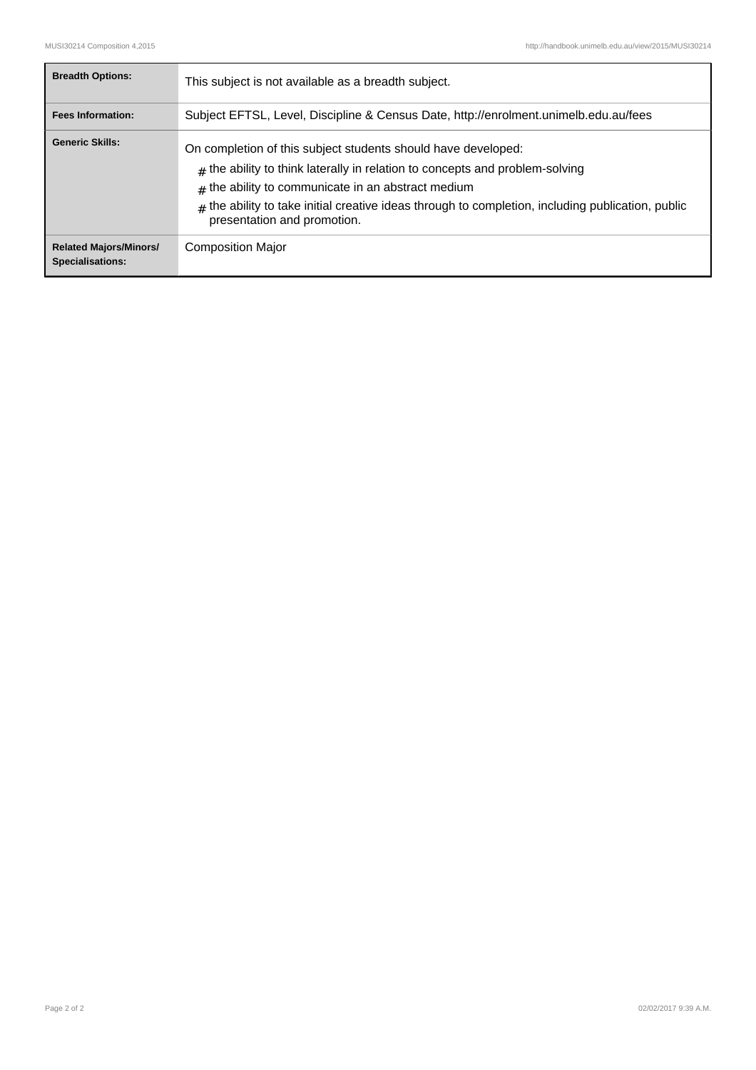| | |
|---|---|
| **Breadth Options:** | This subject is not available as a breadth subject. |
| **Fees Information:** | Subject EFTSL, Level, Discipline & Census Date, http://enrolment.unimelb.edu.au/fees |
| **Generic Skills:** | On completion of this subject students should have developed:<br># the ability to think laterally in relation to concepts and problem-solving<br># the ability to communicate in an abstract medium<br># the ability to take initial creative ideas through to completion, including publication, public presentation and promotion. |
| **Related Majors/Minors/ Specialisations:** | Composition Major |